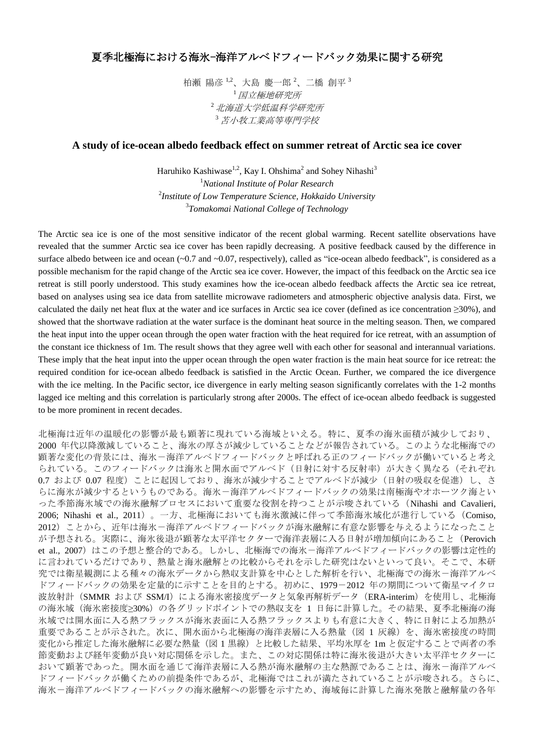# 夏季北極海における海氷−海洋アルベドフィードバック効果に関する研究

柏瀬 陽彦[1,2]、大島 慶一郎[2]、二橋 創平[3]

[1] *国立極地研究所*

[2] *北海道大学低温科学研究所*

[3] *苫小牧工業高等専門学校*

## A study of ice-ocean albedo feedback effect on summer retreat of Arctic sea ice cover

Haruhiko Kashiwase[1,2], Kay I. Ohshima[2] and Sohey Nihashi[3]

[1]*National Institute of Polar Research*

[2]*Institute of Low Temperature Science, Hokkaido University*

[3]*Tomakomai National College of Technology*

The Arctic sea ice is one of the most sensitive indicator of the recent global warming. Recent satellite observations have revealed that the summer Arctic sea ice cover has been rapidly decreasing. A positive feedback caused by the difference in surface albedo between ice and ocean (~0.7 and ~0.07, respectively), called as "ice-ocean albedo feedback", is considered as a possible mechanism for the rapid change of the Arctic sea ice cover. However, the impact of this feedback on the Arctic sea ice retreat is still poorly understood. This study examines how the ice-ocean albedo feedback affects the Arctic sea ice retreat, based on analyses using sea ice data from satellite microwave radiometers and atmospheric objective analysis data. First, we calculated the daily net heat flux at the water and ice surfaces in Arctic sea ice cover (defined as ice concentration ≥30%), and showed that the shortwave radiation at the water surface is the dominant heat source in the melting season. Then, we compared the heat input into the upper ocean through the open water fraction with the heat required for ice retreat, with an assumption of the constant ice thickness of 1m. The result shows that they agree well with each other for seasonal and interannual variations. These imply that the heat input into the upper ocean through the open water fraction is the main heat source for ice retreat: the required condition for ice-ocean albedo feedback is satisfied in the Arctic Ocean. Further, we compared the ice divergence with the ice melting. In the Pacific sector, ice divergence in early melting season significantly correlates with the 1-2 months lagged ice melting and this correlation is particularly strong after 2000s. The effect of ice-ocean albedo feedback is suggested to be more prominent in recent decades.

北極海は近年の温暖化の影響が最も顕著に現れている海域といえる。特に、夏季の海氷面積が減少しており、2000 年代以降激減していること、海氷の厚さが減少していることなどが報告されている。このような北極海での顕著な変化の背景には、海氷－海洋アルベドフィードバックと呼ばれる正のフィードバックが働いていると考えられている。このフィードバックは海氷と開水面でアルベド（日射に対する反射率）が大きく異なる（それぞれ 0.7 および 0.07 程度）ことに起因しており、海氷が減少することでアルベドが減少（日射の吸収を促進）し、さらに海氷が減少するというものである。海氷－海洋アルベドフィードバックの効果は南極海やオホーツク海といった季節海氷域での海氷融解プロセスにおいて重要な役割を持つことが示唆されている（Nihashi and Cavalieri, 2006; Nihashi et al., 2011）。一方、北極海においても海氷激減に伴って季節海氷域化が進行している（Comiso, 2012）ことから、近年は海氷－海洋アルベドフィードバックが海氷融解に有意な影響を与えるようになったことが予想される。実際に、海氷後退が顕著な太平洋セクターで海洋表層に入る日射が増加傾向にあること（Perovich et al., 2007）はこの予想と整合的である。しかし、北極海での海氷－海洋アルベドフィードバックの影響は定性的に言われているだけであり、熱量と海氷融解との比較からそれを示した研究はないといって良い。そこで、本研究では衛星観測による種々の海氷データから熱収支計算を中心とした解析を行い、北極海での海氷－海洋アルベドフィードバックの効果を定量的に示すことを目的とする。初めに、1979－2012 年の期間について衛星マイクロ波放射計（SMMR および SSM/I）による海氷密接度データと気象再解析データ（ERA-interim）を使用し、北極海の海氷域（海氷密接度≥30%）の各グリッドポイントでの熱収支を 1 日毎に計算した。その結果、夏季北極海の海氷域では開水面に入る熱フラックスが海氷表面に入る熱フラックスよりも有意に大きく、特に日射による加熱が重要であることが示された。次に、開水面から北極海の海洋表層に入る熱量（図 1 灰線）を、海氷密接度の時間変化から推定した海氷融解に必要な熱量（図 1 黒線）と比較した結果、平均氷厚を 1m と仮定することで両者の季節変動および経年変動が良い対応関係を示した。また、この対応関係は特に海氷後退が大きい太平洋セクターにおいて顕著であった。開水面を通じて海洋表層に入る熱が海氷融解の主な熱源であることは、海氷－海洋アルベドフィードバックが働くための前提条件であるが、北極海ではこれが満たされていることが示唆される。さらに、海氷－海洋アルベドフィードバックの海氷融解への影響を示すため、海域毎に計算した海氷発散と融解量の各年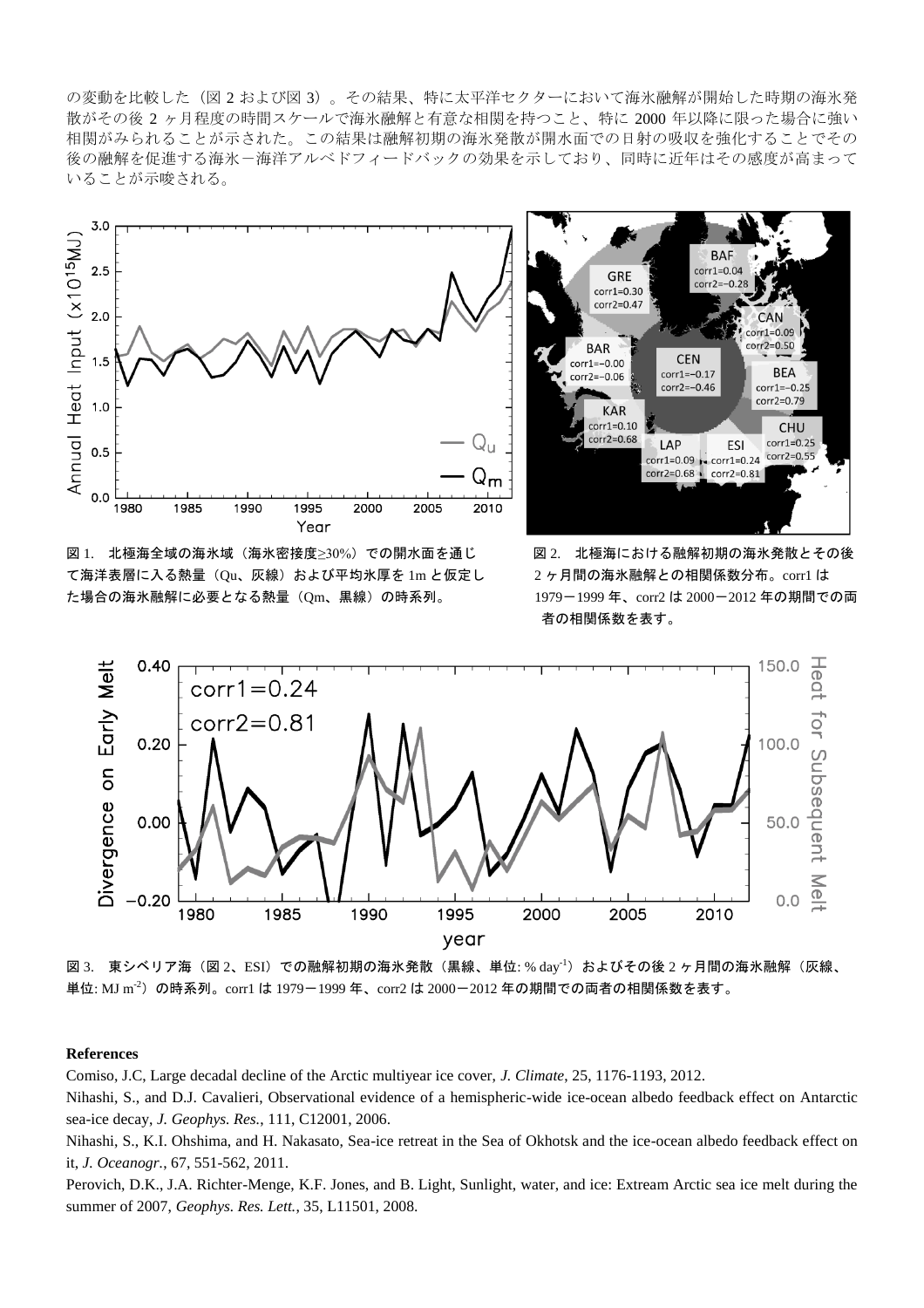の変動を比較した（図 2 および図 3）。その結果、特に太平洋セクターにおいて海氷融解が開始した時期の海氷発散がその後 2 ヶ月程度の時間スケールで海氷融解と有意な相関を持つこと、特に 2000 年以降に限った場合に強い相関がみられることが示された。この結果は融解初期の海氷発散が開水面での日射の吸収を強化することでその後の融解を促進する海氷－海洋アルベドフィードバックの効果を示しており、同時に近年はその感度が高まっていることが示唆される。

Annual Heat Input ($\times 10^{15}$MJ)
3.0
2.5
2.0
1.5
1.0
0.5
0.0
1980 1985 1990 1995 2000 2005 2010
Year
Qu
Qm

図 1. 北極海全域の海氷域（海氷密接度≥30%）での開水面を通じて海洋表層に入る熱量（Qu、灰線）および平均氷厚を 1m と仮定した場合の海氷融解に必要となる熱量（Qm、黒線）の時系列。

BAF corr1=0.04 corr2=−0.28
GRE corr1=0.30 corr2=0.47
CAN corr1=0.09 corr2=0.50
BAR corr1=−0.00 corr2=−0.06
CEN corr1=−0.17 corr2=−0.46
BEA corr1=−0.25 corr2=0.79
KAR corr1=0.10 corr2=0.68
CHU corr1=0.25 corr2=0.55
LAP corr1=0.09 corr2=0.68
ESI corr1=0.24 corr2=0.81

図 2. 北極海における融解初期の海氷発散とその後 2 ヶ月間の海氷融解との相関係数分布。corr1 は 1979－1999 年、corr2 は 2000－2012 年の期間での両者の相関係数を表す。

Divergence on Early Melt
0.40
0.20
0.00
−0.20
corr1=0.24
corr2=0.81
1980 1985 1990 1995 2000 2005 2010
year
Heat for Subsequent Melt
150.0
100.0
50.0
0.0

図 3. 東シベリア海（図 2、ESI）での融解初期の海氷発散（黒線、単位: % day$^{-1}$）およびその後 2 ヶ月間の海氷融解（灰線、単位: MJ m$^{-2}$）の時系列。corr1 は 1979－1999 年、corr2 は 2000－2012 年の期間での両者の相関係数を表す。

**References**

Comiso, J.C, Large decadal decline of the Arctic multiyear ice cover, *J. Climate*, 25, 1176-1193, 2012.

Nihashi, S., and D.J. Cavalieri, Observational evidence of a hemispheric-wide ice-ocean albedo feedback effect on Antarctic sea-ice decay, *J. Geophys. Res.*, 111, C12001, 2006.

Nihashi, S., K.I. Ohshima, and H. Nakasato, Sea-ice retreat in the Sea of Okhotsk and the ice-ocean albedo feedback effect on it, *J. Oceanogr.*, 67, 551-562, 2011.

Perovich, D.K., J.A. Richter-Menge, K.F. Jones, and B. Light, Sunlight, water, and ice: Extream Arctic sea ice melt during the summer of 2007, *Geophys. Res. Lett.*, 35, L11501, 2008.